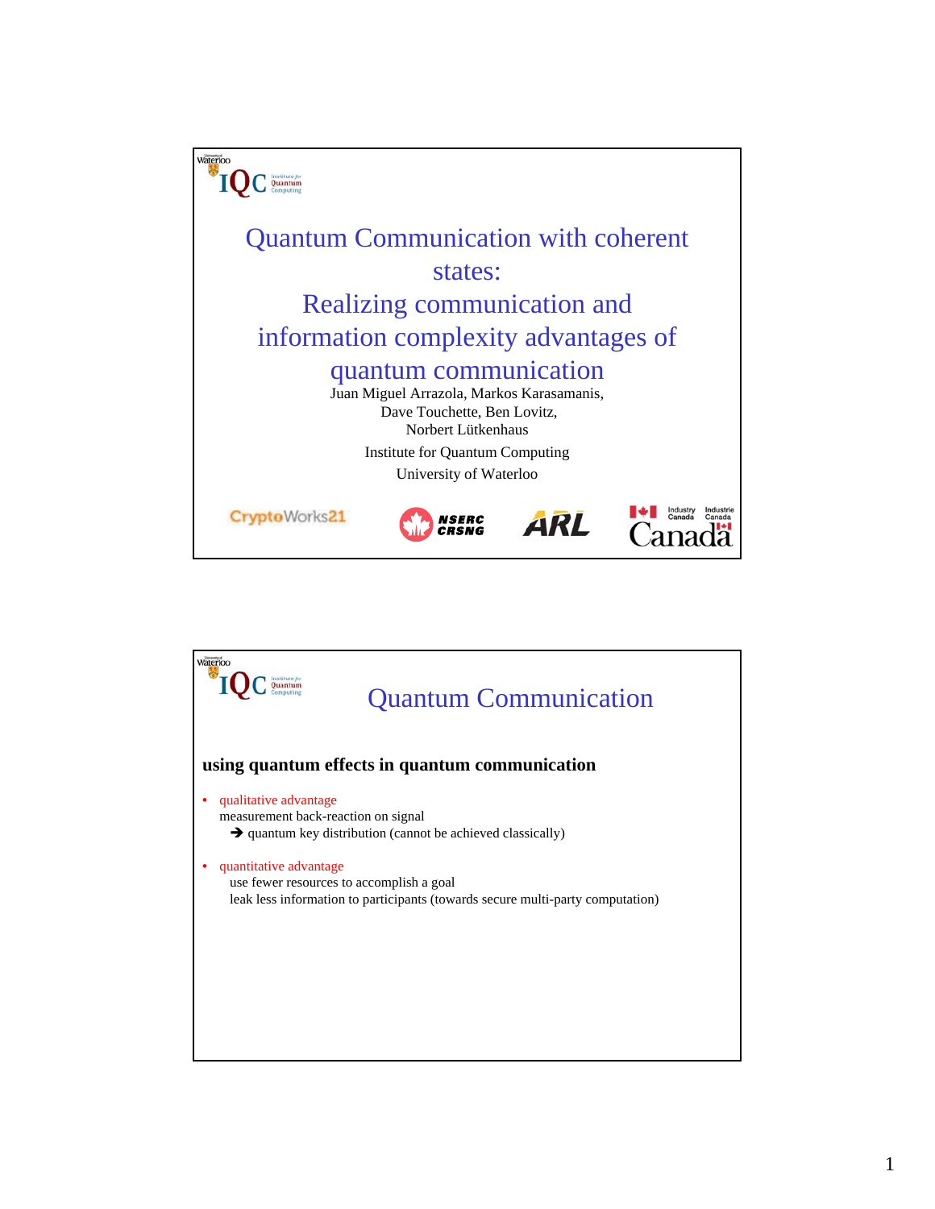# Quantum Communication with coherent states: Realizing communication and information complexity advantages of quantum communication

Juan Miguel Arrazola, Markos Karasamanis, Dave Touchette, Ben Lovitz, Norbert Lütkenhaus

Institute for Quantum Computing

University of Waterloo

CryptoWorks21 NSERC CRSNG ARL Industry Canada Industrie Canada Canada

---

## Quantum Communication

**using quantum effects in quantum communication**

- qualitative advantage
  measurement back-reaction on signal
  → quantum key distribution (cannot be achieved classically)

- quantitative advantage
  use fewer resources to accomplish a goal
  leak less information to participants (towards secure multi-party computation)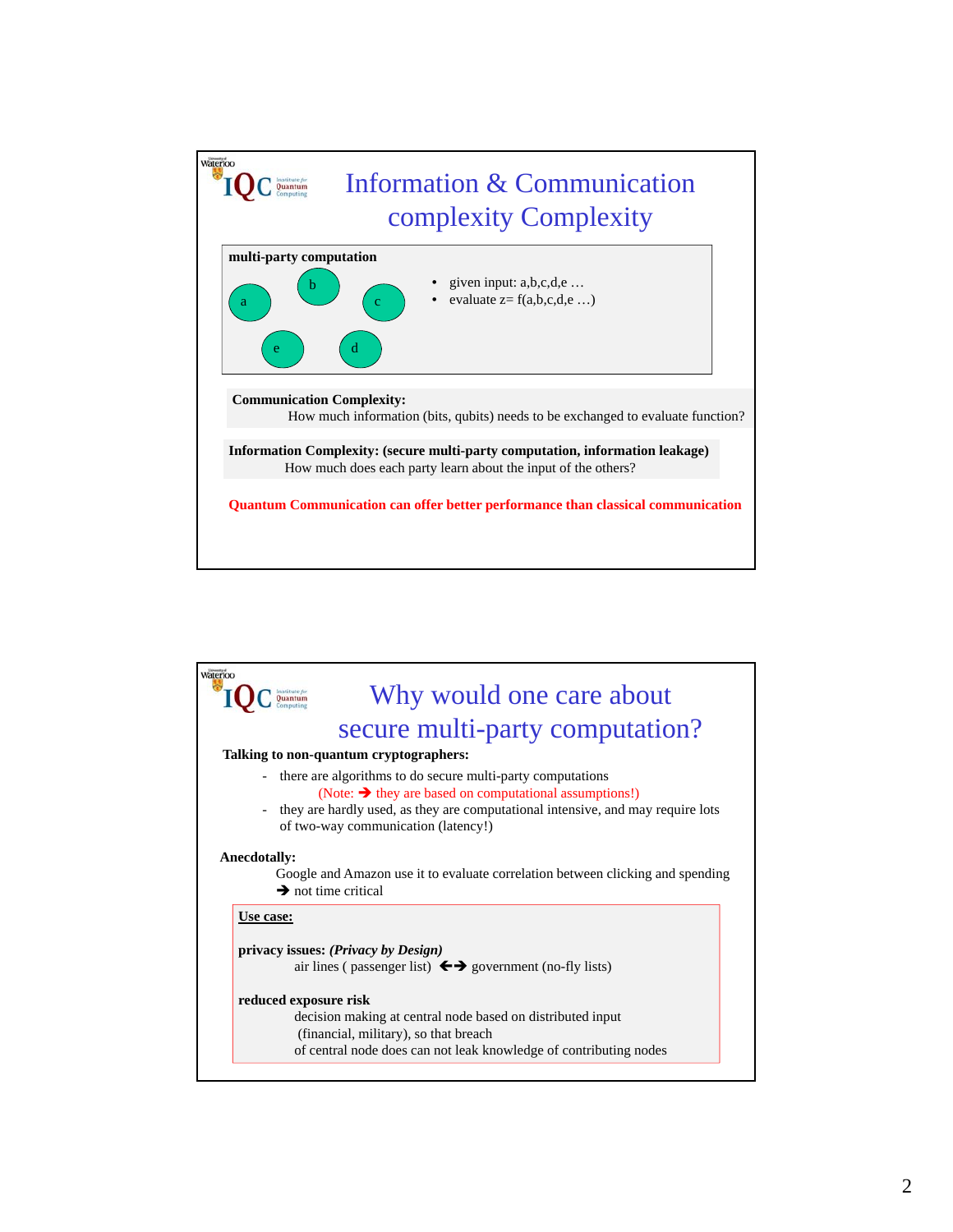## Information & Communication complexity Complexity

**multi-party computation**

a, b, c, d, e

- given input: a,b,c,d,e …
- evaluate z= f(a,b,c,d,e …)

**Communication Complexity:**
How much information (bits, qubits) needs to be exchanged to evaluate function?

**Information Complexity: (secure multi-party computation, information leakage)**
How much does each party learn about the input of the others?

**Quantum Communication can offer better performance than classical communication**

## Why would one care about secure multi-party computation?

**Talking to non-quantum cryptographers:**

- there are algorithms to do secure multi-party computations
  (Note: ➔ they are based on computational assumptions!)
- they are hardly used, as they are computational intensive, and may require lots of two-way communication (latency!)

**Anecdotally:**
Google and Amazon use it to evaluate correlation between clicking and spending
➔ not time critical

**Use case:**

**privacy issues:** ***(Privacy by Design)***
air lines ( passenger list) ←➔ government (no-fly lists)

**reduced exposure risk**
decision making at central node based on distributed input (financial, military), so that breach of central node does can not leak knowledge of contributing nodes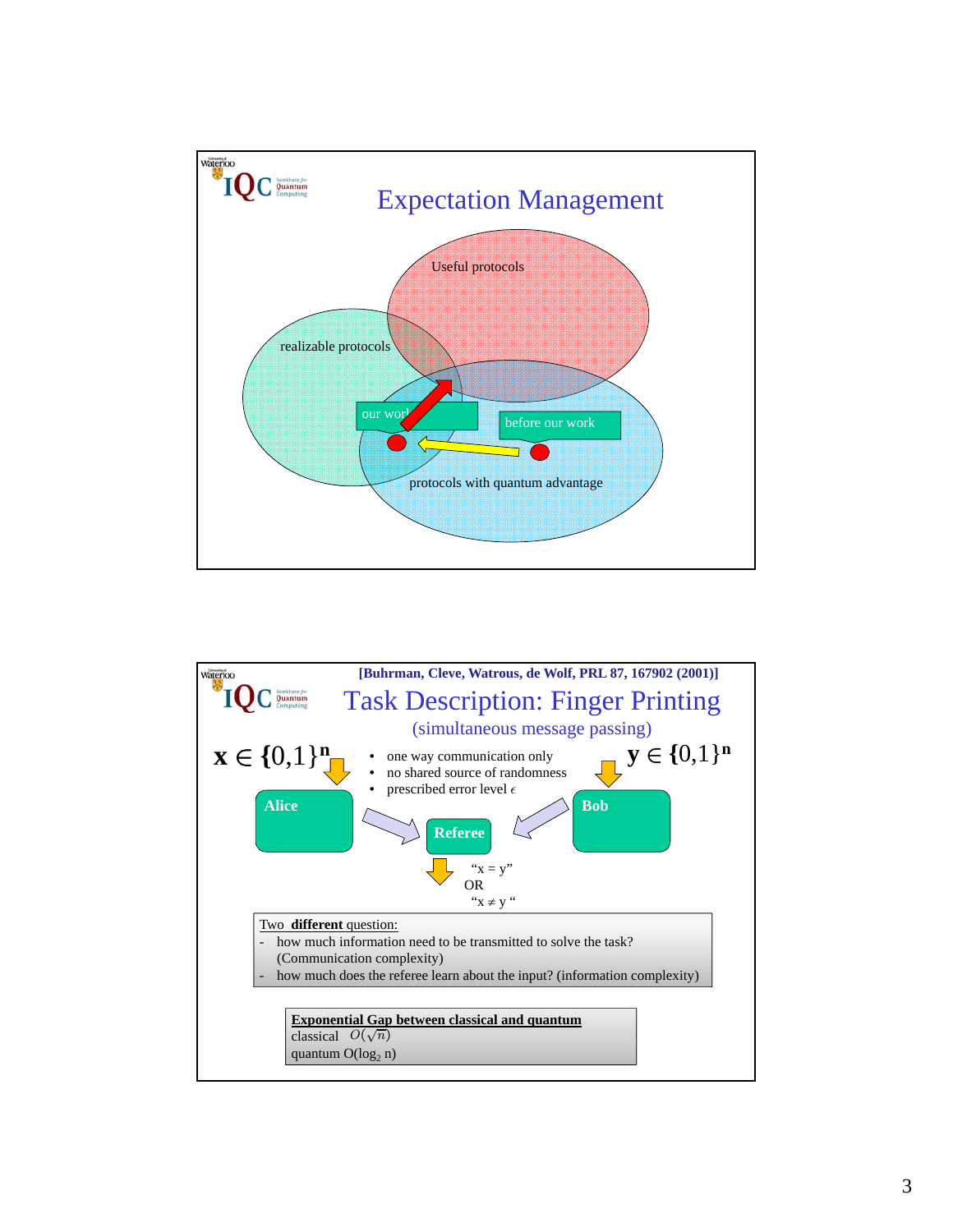## Expectation Management

Useful protocols

realizable protocols

our work

before our work

protocols with quantum advantage

---

[Buhrman, Cleve, Watrous, de Wolf, PRL 87, 167902 (2001)]

## Task Description: Finger Printing

(simultaneous message passing)

$x \in \{0,1\}^n$

$y \in \{0,1\}^n$

- one way communication only
- no shared source of randomness
- prescribed error level $\epsilon$

Alice

Bob

Referee

"x = y"
OR
"x ≠ y"

Two **different** question:

- how much information need to be transmitted to solve the task? (Communication complexity)
- how much does the referee learn about the input? (information complexity)

**Exponential Gap between classical and quantum**

classical $O(\sqrt{n})$

quantum $O(\log_2 n)$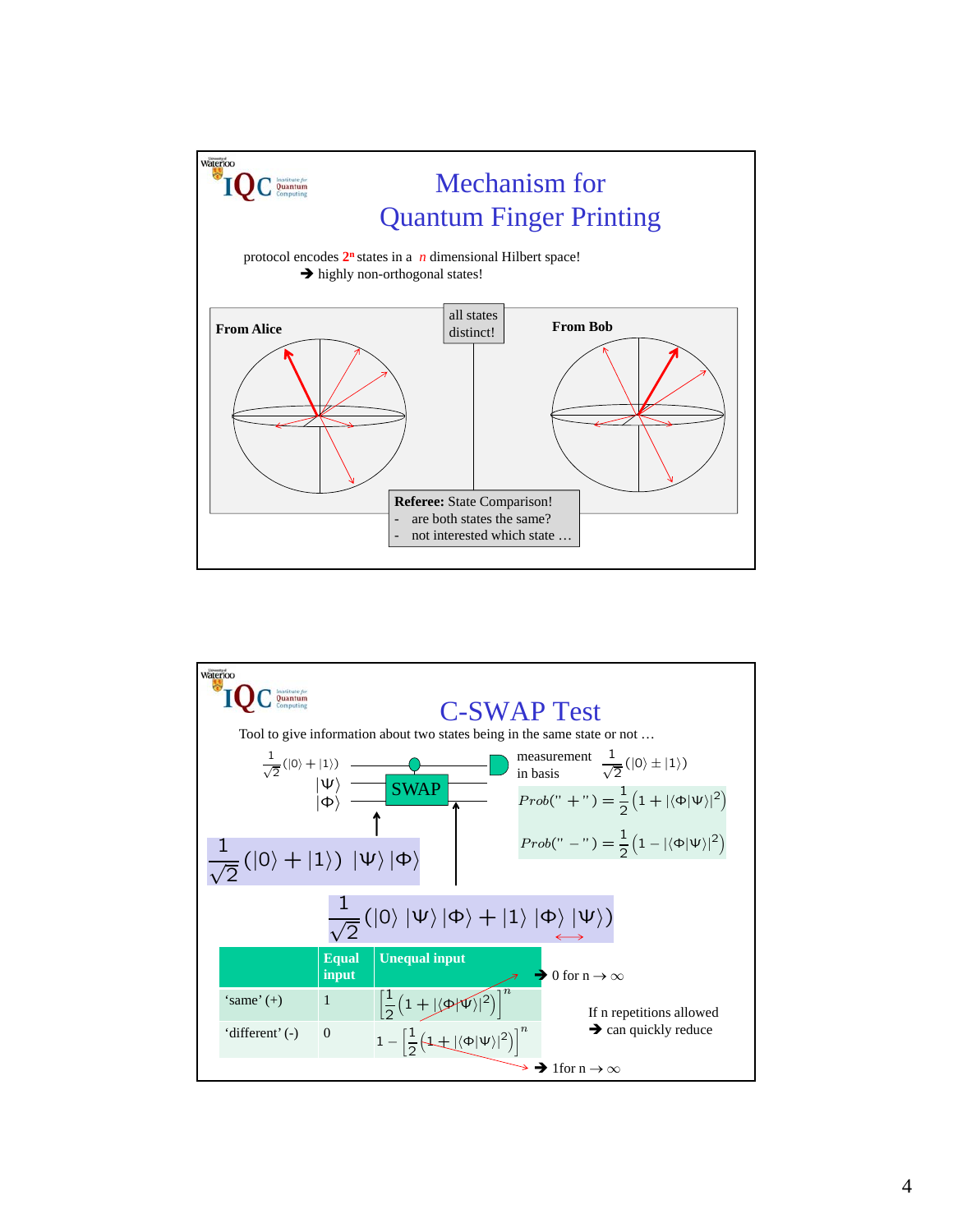## Mechanism for Quantum Finger Printing

protocol encodes $2^n$ states in a $n$ dimensional Hilbert space!
➔ highly non-orthogonal states!

From Alice

all states distinct!

From Bob

**Referee:** State Comparison!
- are both states the same?
- not interested which state …

## C-SWAP Test

Tool to give information about two states being in the same state or not …

$\frac{1}{\sqrt{2}}(|0\rangle + |1\rangle)$

$|\Psi\rangle$

$|\Phi\rangle$

SWAP

measurement in basis $\frac{1}{\sqrt{2}}(|0\rangle \pm |1\rangle)$

$$Prob(''+'') = \frac{1}{2}\left(1 + |\langle\Phi|\Psi\rangle|^2\right)$$

$$Prob(''-'') = \frac{1}{2}\left(1 - |\langle\Phi|\Psi\rangle|^2\right)$$

$$\frac{1}{\sqrt{2}}(|0\rangle + |1\rangle)\ |\Psi\rangle\,|\Phi\rangle$$

$$\frac{1}{\sqrt{2}}(|0\rangle\ |\Psi\rangle\,|\Phi\rangle + |1\rangle\ |\Phi\rangle\,|\Psi\rangle)$$

| | Equal input | Unequal input |
|---|---|---|
| 'same' (+) | 1 | $\left[\frac{1}{2}\left(1 + |\langle\Phi|\Psi\rangle|^2\right)\right]^n$ |
| 'different' (-) | 0 | $1 - \left[\frac{1}{2}\left(1 + |\langle\Phi|\Psi\rangle|^2\right)\right]^n$ |

➔ 0 for $n \to \infty$

If n repetitions allowed
➔ can quickly reduce

➔ 1for $n \to \infty$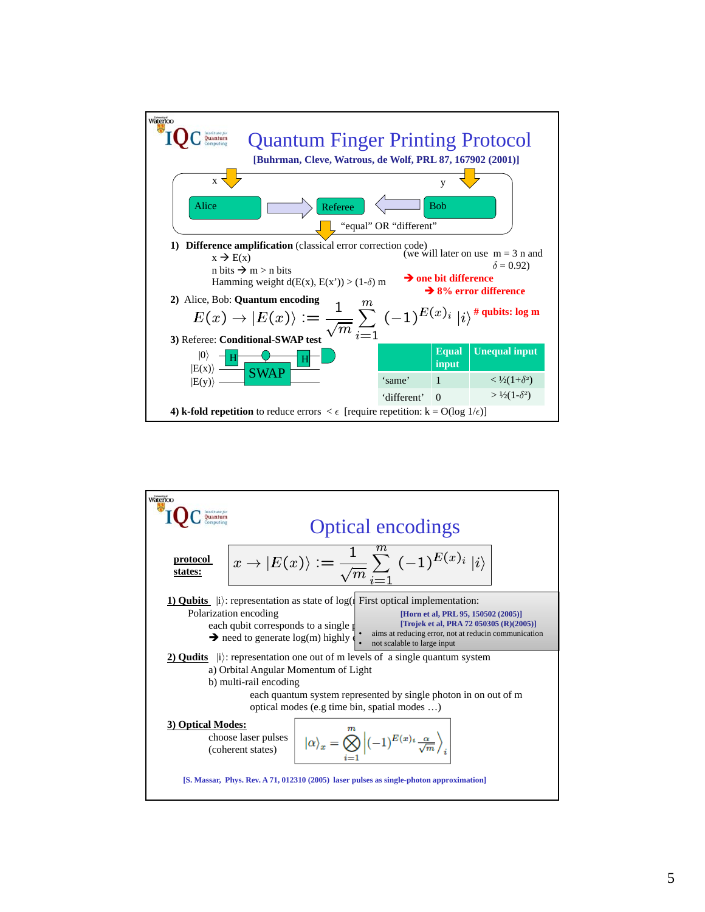# Quantum Finger Printing Protocol

**[Buhrman, Cleve, Watrous, de Wolf, PRL 87, 167902 (2001)]**

x → Alice → Referee ← Bob ← y

Referee → "equal" OR "different"

1) **Difference amplification** (classical error correction code)

   x → E(x)

   n bits → m > n bits

   Hamming weight d(E(x), E(x')) > (1-$\delta$) m

   (we will later on use m = 3 n and $\delta$ = 0.92)

   → **one bit difference**

   → **8% error difference**

2) Alice, Bob: **Quantum encoding**

$$E(x) \to |E(x)\rangle := \frac{1}{\sqrt{m}} \sum_{i=1}^{m} (-1)^{E(x)_i} |i\rangle$$

**# qubits: log m**

3) Referee: **Conditional-SWAP test**

$|0\rangle$ — H — ● — H — measure

$|E(x)\rangle$ — SWAP

$|E(y)\rangle$ — SWAP

| | Equal input | Unequal input |
|---|---|---|
| 'same' | 1 | < ½(1+$\delta^2$) |
| 'different' | 0 | > ½(1-$\delta^2$) |

4) **k-fold repetition** to reduce errors < $\epsilon$ [require repetition: k = O(log 1/$\epsilon$)]

# Optical encodings

**protocol states:**

$$x \to |E(x)\rangle := \frac{1}{\sqrt{m}} \sum_{i=1}^{m} (-1)^{E(x)_i} |i\rangle$$

**1) Qubits** $|i\rangle$: representation as state of log(m) ...

Polarization encoding

each qubit corresponds to a single p...

→ need to generate log(m) highly e...

First optical implementation:

[Horn et al, PRL 95, 150502 (2005)]
[Trojek et al, PRA 72 050305 (R)(2005)]

- aims at reducing error, not at reducin communication
- not scalable to large input

**2) Qudits** $|i\rangle$: representation one out of m levels of a single quantum system

a) Orbital Angular Momentum of Light

b) multi-rail encoding

each quantum system represented by single photon in on out of m optical modes (e.g time bin, spatial modes …)

**3) Optical Modes:**

choose laser pulses (coherent states)

$$|\alpha\rangle_x = \bigotimes_{i=1}^{m} \left|(-1)^{E(x)_i} \frac{\alpha}{\sqrt{m}}\right\rangle_i$$

[S. Massar, Phys. Rev. A 71, 012310 (2005) laser pulses as single-photon approximation]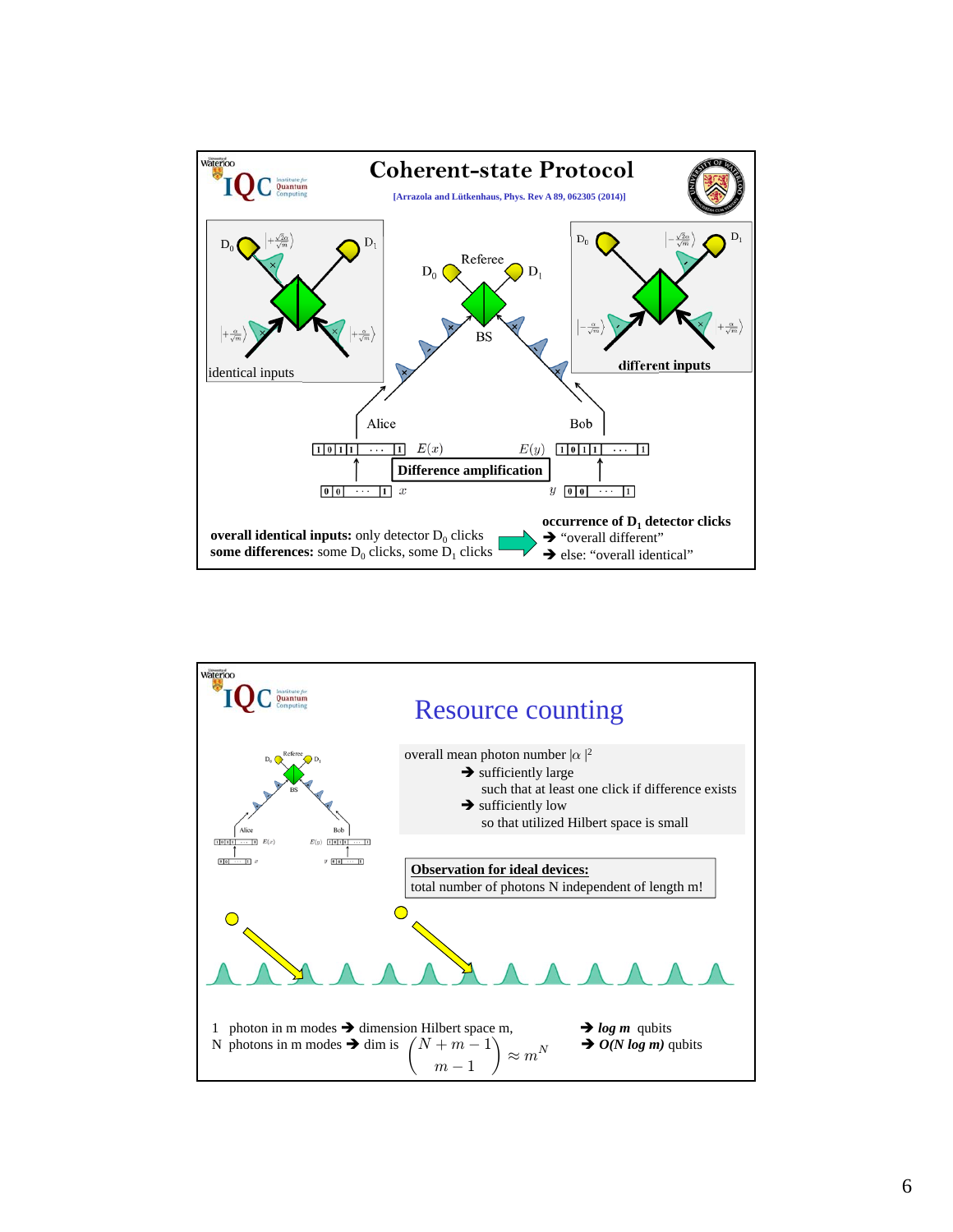# Coherent-state Protocol

[Arrazola and Lütkenhaus, Phys. Rev A 89, 062305 (2014)]

identical inputs

different inputs

Referee

$D_0$ $D_1$

BS

Alice

Bob

$E(x)$ $E(y)$

**Difference amplification**

$x$ $y$

**overall identical inputs:** only detector $D_0$ clicks
**some differences:** some $D_0$ clicks, some $D_1$ clicks

**occurrence of $D_1$ detector clicks**
→ "overall different"
→ else: "overall identical"

# Resource counting

overall mean photon number $|\alpha|^2$
- → sufficiently large
  such that at least one click if difference exists
- → sufficiently low
  so that utilized Hilbert space is small

**Observation for ideal devices:**
total number of photons N independent of length m!

1 photon in m modes → dimension Hilbert space m, → *log m* qubits

N photons in m modes → dim is $\binom{N+m-1}{m-1} \approx m^N$ → ***O(N log m)*** qubits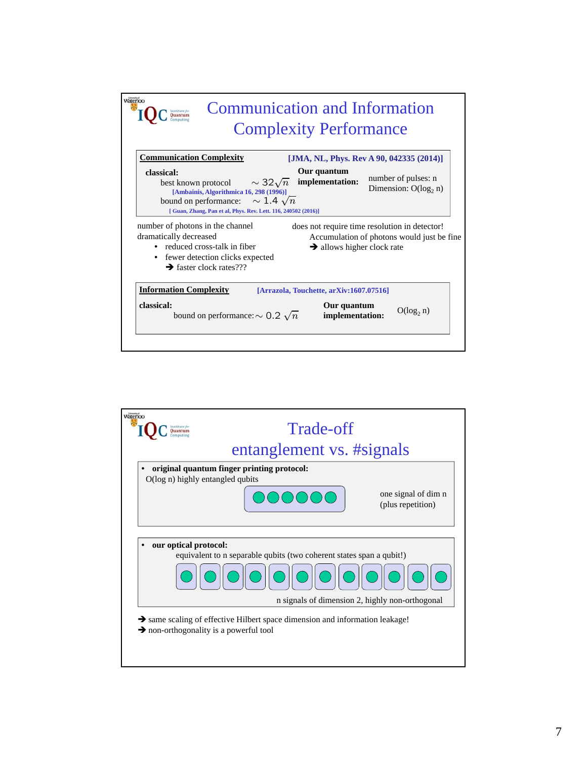## Communication and Information Complexity Performance

**Communication Complexity** — [JMA, NL, Phys. Rev A 90, 042335 (2014)]

**classical:**

- best known protocol $\sim 32\sqrt{n}$ [Ambainis, Algorithmica 16, 298 (1996)]
- bound on performance: $\sim 1.4\sqrt{n}$ [ Guan, Zhang, Pan et al, Phys. Rev. Lett. 116, 240502 (2016)]

**Our quantum implementation:** number of pulses: n; Dimension: $O(\log_2 n)$

number of photons in the channel dramatically decreased

- reduced cross-talk in fiber
- fewer detection clicks expected

➔ faster clock rates???

does not require time resolution in detector!

Accumulation of photons would just be fine

➔ allows higher clock rate

**Information Complexity** — [Arrazola, Touchette, arXiv:1607.07516]

**classical:** bound on performance: $\sim 0.2\sqrt{n}$

**Our quantum implementation:** $O(\log_2 n)$

## Trade-off entanglement vs. #signals

- **original quantum finger printing protocol:**
  O(log n) highly entangled qubits

  one signal of dim n (plus repetition)

- **our optical protocol:**
  equivalent to n separable qubits (two coherent states span a qubit!)

  n signals of dimension 2, highly non-orthogonal

➔ same scaling of effective Hilbert space dimension and information leakage!

➔ non-orthogonality is a powerful tool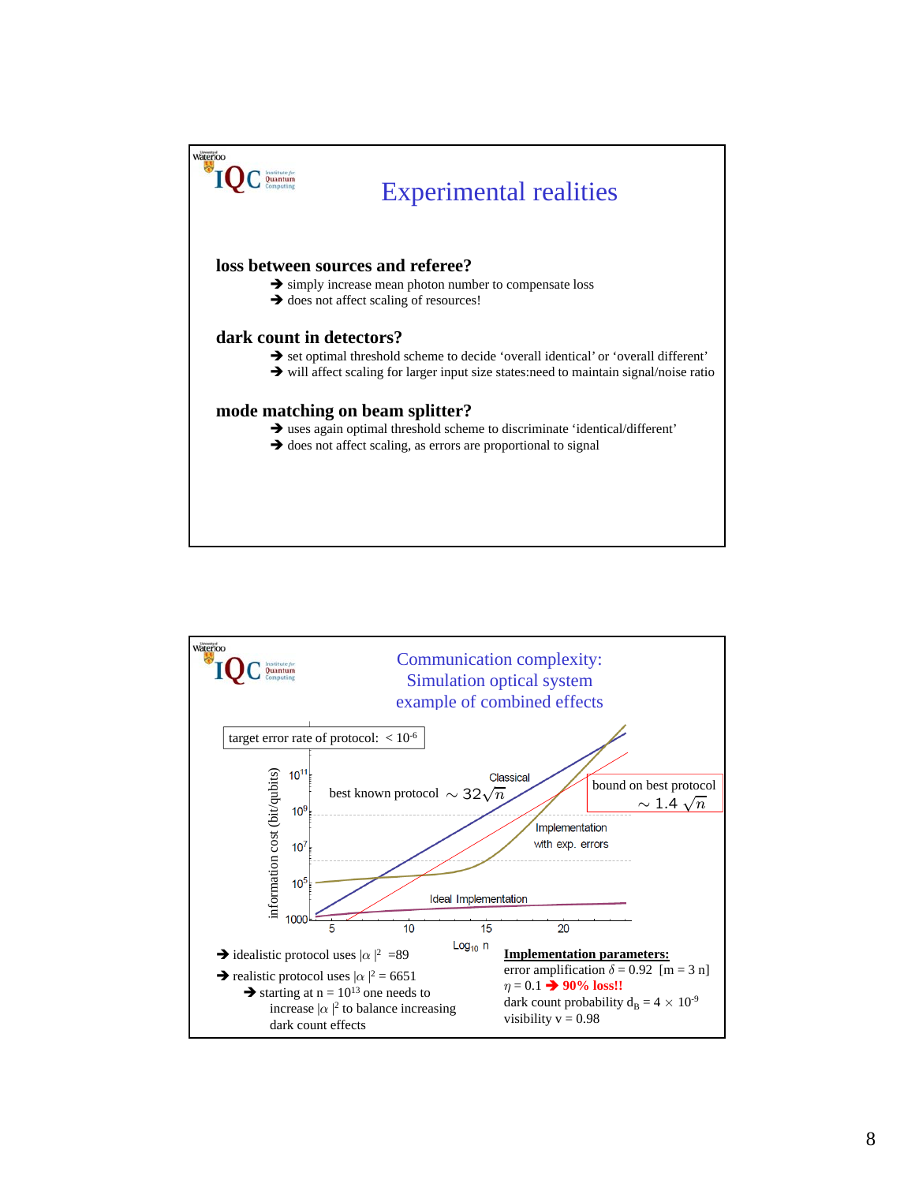# Experimental realities

**loss between sources and referee?**

- ➔ simply increase mean photon number to compensate loss
- ➔ does not affect scaling of resources!

**dark count in detectors?**

- ➔ set optimal threshold scheme to decide 'overall identical' or 'overall different'
- ➔ will affect scaling for larger input size states:need to maintain signal/noise ratio

**mode matching on beam splitter?**

- ➔ uses again optimal threshold scheme to discriminate 'identical/different'
- ➔ does not affect scaling, as errors are proportional to signal

# Communication complexity: Simulation optical system example of combined effects

target error rate of protocol: $< 10^{-6}$

best known protocol $\sim 32\sqrt{n}$

bound on best protocol $\sim 1.4\sqrt{n}$

Classical

Implementation with exp. errors

Ideal Implementation

information cost (bit/qubits)

$\mathrm{Log}_{10}\, n$

- ➔ idealistic protocol uses $|\alpha|^2 = 89$
- ➔ realistic protocol uses $|\alpha|^2 = 6651$
  - ➔ starting at $n = 10^{13}$ one needs to increase $|\alpha|^2$ to balance increasing dark count effects

**Implementation parameters:**

error amplification $\delta = 0.92$ [m = 3 n]

$\eta = 0.1$ ➔ **90% loss!!**

dark count probability $d_B = 4 \times 10^{-9}$

visibility v = 0.98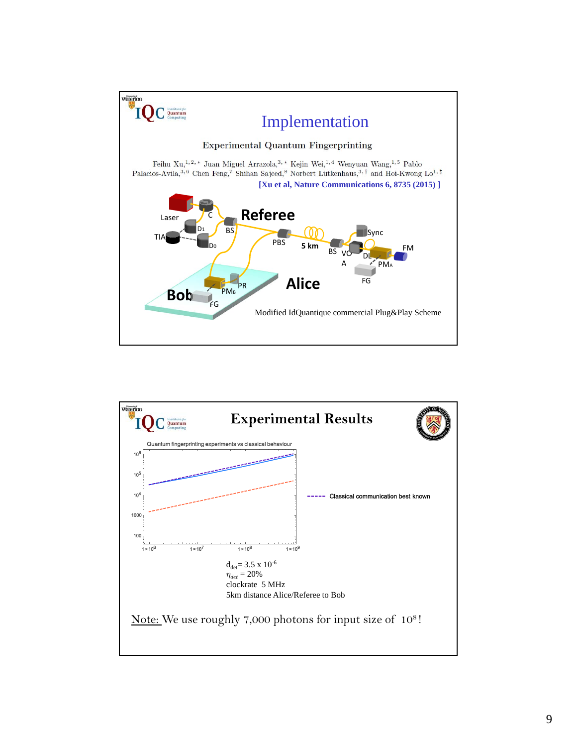# Implementation

Experimental Quantum Fingerprinting

Feihu Xu,[1,2,*] Juan Miguel Arrazola,[3,*] Kejin Wei,[1,4] Wenyuan Wang,[1,5] Pablo Palacios-Avila,[3,6] Chen Feng,[7] Shihan Sajeed,[8] Norbert Lütkenhaus,[3,†] and Hoi-Kwong Lo[1,‡]

[Xu et al, Nature Communications 6, 8735 (2015) ]

Laser, C, $D_1$, $D_0$, TIA, BS, Referee, PBS, 5 km, BS, VOA, Sync, DL, FM, $PM_A$, FG, Alice, Bob, $PM_B$, PR, FG

Modified IdQuantique commercial Plug&Play Scheme

# Experimental Results

Quantum fingerprinting experiments vs classical behaviour

----- Classical communication best known

$d_{det}$= 3.5 x $10^{-6}$
$\eta_{det}$ = 20%
clockrate 5 MHz
5km distance Alice/Referee to Bob

Note: We use roughly 7,000 photons for input size of $10^8$!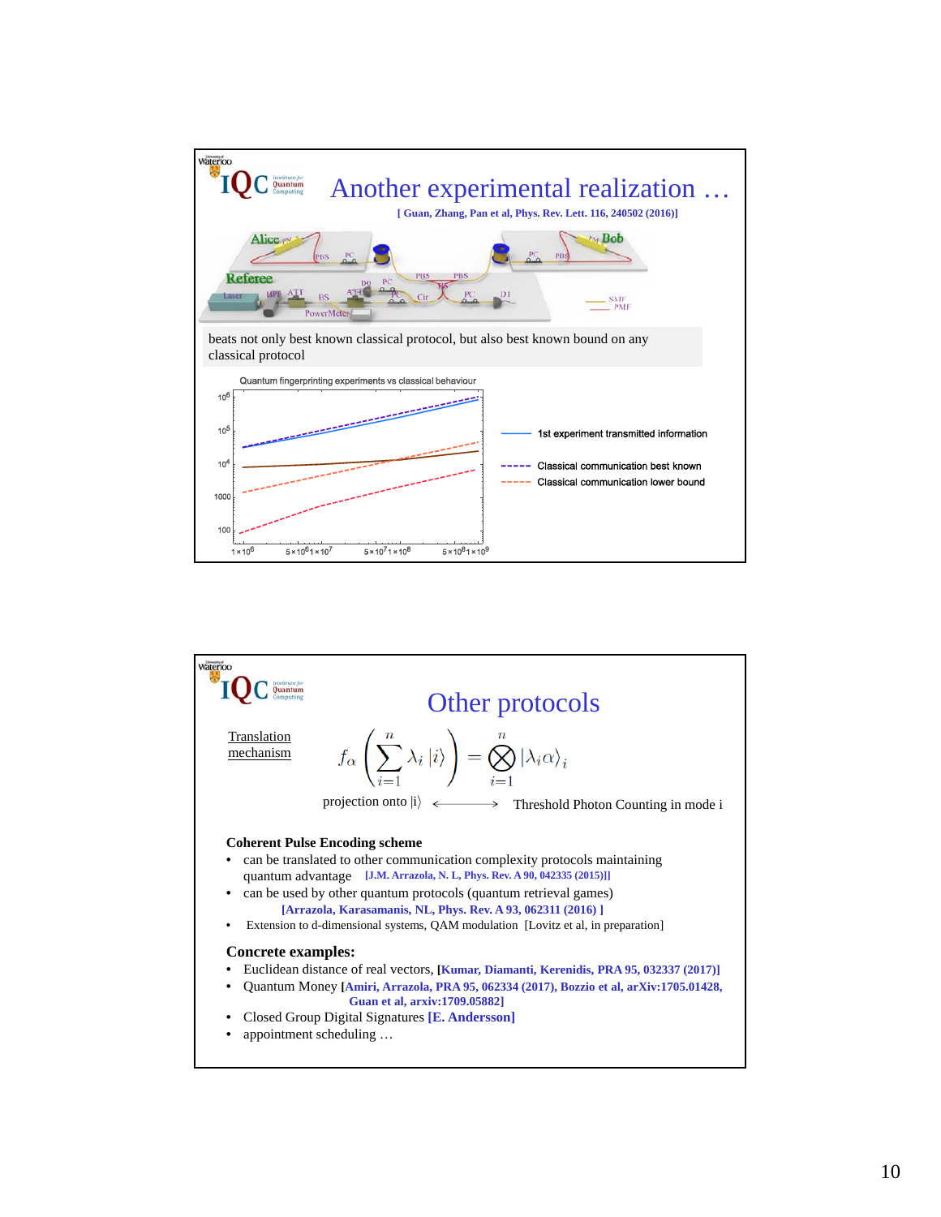# Another experimental realization …

[ Guan, Zhang, Pan et al, Phys. Rev. Lett. 116, 240502 (2016)]

beats not only best known classical protocol, but also best known bound on any classical protocol

Quantum fingerprinting experiments vs classical behaviour

- 1st experiment transmitted information
- Classical communication best known
- Classical communication lower bound

# Other protocols

Translation mechanism

$$f_\alpha\left(\sum_{i=1}^{n}\lambda_i\,|i\rangle\right) = \bigotimes_{i=1}^{n}|\lambda_i\alpha\rangle_i$$

projection onto |i⟩ ⟷ Threshold Photon Counting in mode i

**Coherent Pulse Encoding scheme**

- can be translated to other communication complexity protocols maintaining quantum advantage [J.M. Arrazola, N. L, Phys. Rev. A 90, 042335 (2015)]
- can be used by other quantum protocols (quantum retrieval games) [Arrazola, Karasamanis, NL, Phys. Rev. A 93, 062311 (2016) ]
- Extension to d-dimensional systems, QAM modulation [Lovitz et al, in preparation]

**Concrete examples:**

- Euclidean distance of real vectors, [Kumar, Diamanti, Kerenidis, PRA 95, 032337 (2017)]
- Quantum Money [Amiri, Arrazola, PRA 95, 062334 (2017), Bozzio et al, arXiv:1705.01428, Guan et al, arxiv:1709.05882]
- Closed Group Digital Signatures [E. Andersson]
- appointment scheduling …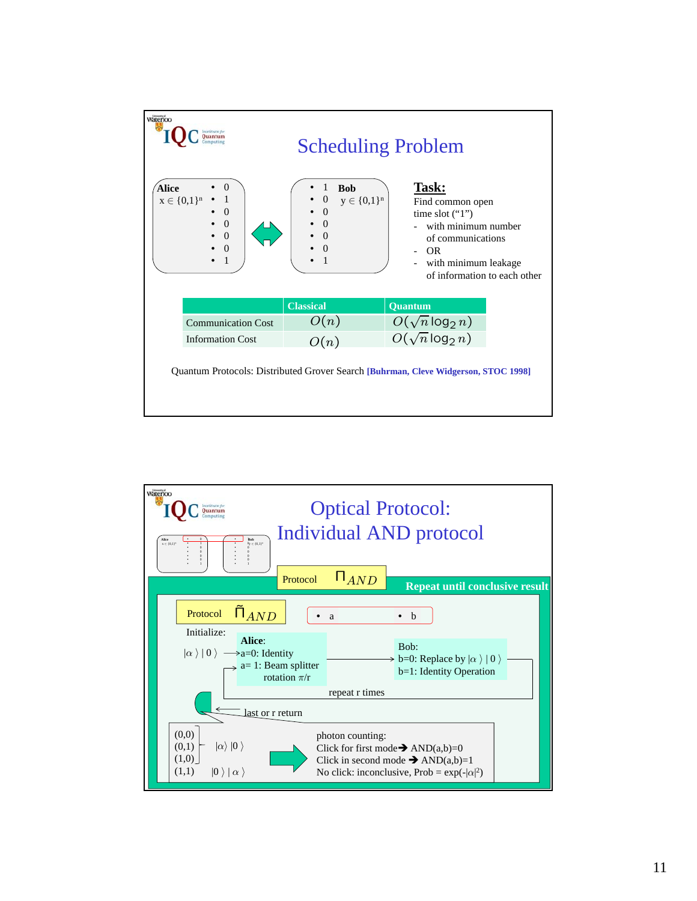## Scheduling Problem

**Alice**
$x \in \{0,1\}^n$

- 0
- 1
- 0
- 0
- 0
- 0
- 1

**Bob**
$y \in \{0,1\}^n$

- 1
- 0
- 0
- 0
- 0
- 0
- 1

**Task:**
Find common open time slot ("1")

- with minimum number of communications
- OR
- with minimum leakage of information to each other

| | Classical | Quantum |
|---|---|---|
| Communication Cost | $O(n)$ | $O(\sqrt{n}\log_2 n)$ |
| Information Cost | $O(n)$ | $O(\sqrt{n}\log_2 n)$ |

Quantum Protocols: Distributed Grover Search **[Buhrman, Cleve Widgerson, STOC 1998]**

## Optical Protocol: Individual AND protocol

Protocol $\Pi_{AND}$

**Repeat until conclusive result**

Protocol $\tilde{\Pi}_{AND}$

- a
- b

Initialize:

$|\alpha\rangle\,|0\rangle$

**Alice**:
a=0: Identity
a= 1: Beam splitter rotation $\pi/r$

Bob:
b=0: Replace by $|\alpha\rangle\,|0\rangle$
b=1: Identity Operation

repeat r times

last or r return

(0,0)
(0,1) $|\alpha\rangle\,|0\rangle$
(1,0)
(1,1) $|0\rangle\,|\alpha\rangle$

photon counting:
Click for first mode → AND(a,b)=0
Click in second mode → AND(a,b)=1
No click: inconclusive, Prob = $\exp(-|\alpha|^2)$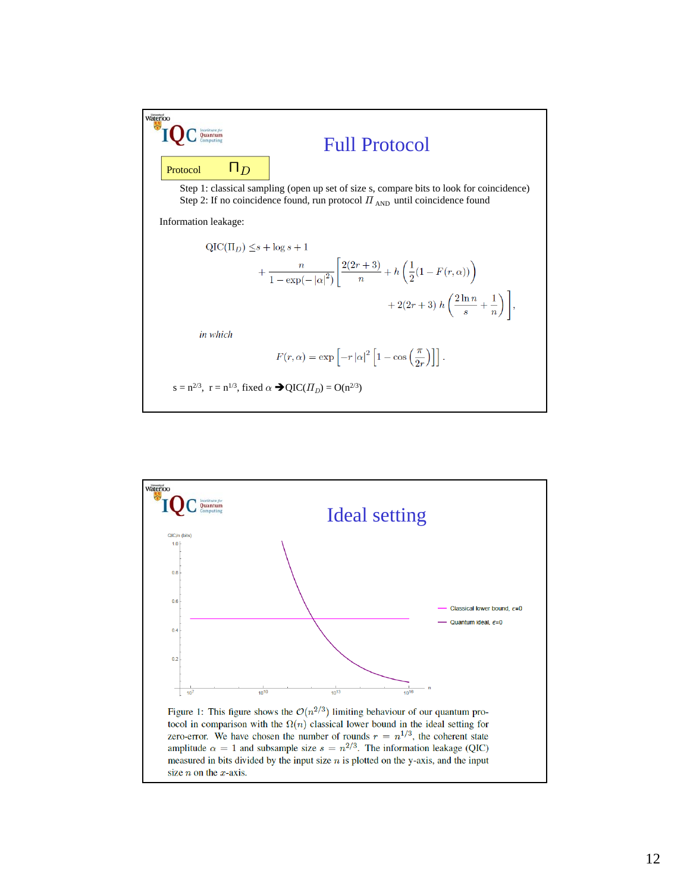# Full Protocol

**Protocol $\Pi_D$**

Step 1: classical sampling (open up set of size s, compare bits to look for coincidence)
Step 2: If no coincidence found, run protocol $\Pi_{\text{AND}}$ until coincidence found

Information leakage:

$$\text{QIC}(\Pi_D) \leq s + \log s + 1 + \frac{n}{1 - \exp(-|\alpha|^2)} \left[ \frac{2(2r+3)}{n} + h\left(\frac{1}{2}(1 - F(r,\alpha))\right) + 2(2r+3)\, h\left(\frac{2\ln n}{s} + \frac{1}{n}\right) \right],$$

*in which*

$$F(r,\alpha) = \exp\left[-r\,|\alpha|^2 \left[1 - \cos\left(\frac{\pi}{2r}\right)\right]\right].$$

$s = n^{2/3}$, $r = n^{1/3}$, fixed $\alpha$ ➔ $\text{QIC}(\Pi_D) = O(n^{2/3})$

# Ideal setting

Figure 1: This figure shows the $\mathcal{O}(n^{2/3})$ limiting behaviour of our quantum protocol in comparison with the $\Omega(n)$ classical lower bound in the ideal setting for zero-error. We have chosen the number of rounds $r = n^{1/3}$, the coherent state amplitude $\alpha = 1$ and subsample size $s = n^{2/3}$. The information leakage (QIC) measured in bits divided by the input size $n$ is plotted on the y-axis, and the input size $n$ on the $x$-axis.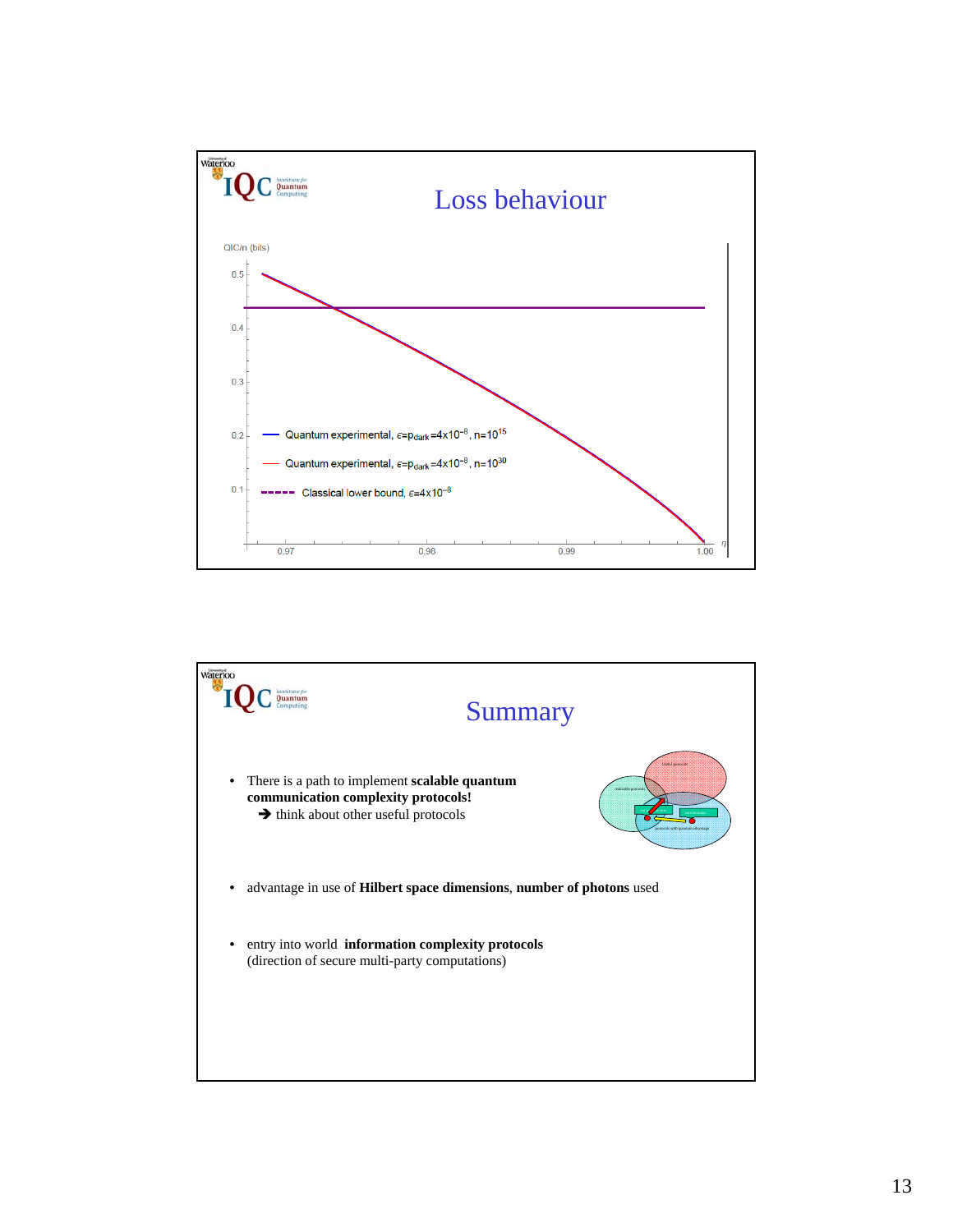## Loss behaviour

QIC/n (bits)

0.5

0.4

0.3

0.2

0.1

0.97

0.98

0.99

1.00

$\eta$

Quantum experimental, $\epsilon = p_{dark} = 4 \times 10^{-8}$, $n = 10^{15}$

Quantum experimental, $\epsilon = p_{dark} = 4 \times 10^{-8}$, $n = 10^{30}$

Classical lower bound, $\epsilon = 4 \times 10^{-8}$

## Summary

- There is a path to implement **scalable quantum communication complexity protocols!**
  - ➔ think about other useful protocols
- advantage in use of **Hilbert space dimensions**, **number of photons** used
- entry into world **information complexity protocols** (direction of secure multi-party computations)